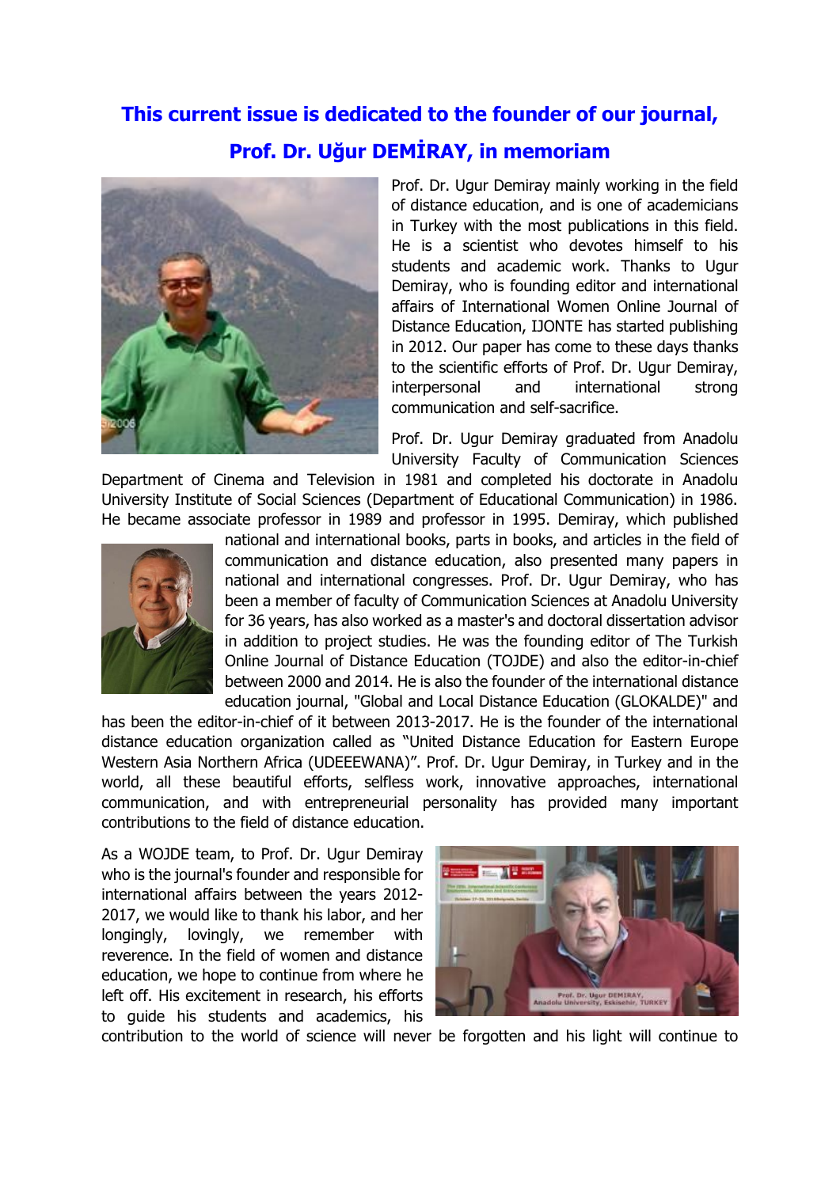# This current issue is dedicated to the founder of our journal, Prof. Dr. Uğur DEMİRAY, in memoriam

Prof. Dr. Ugur Demiray mainly working in the field of distance education, and is one of academicians in Turkey with the most publications in this field. He is a scientist who devotes himself to his students and academic work. Thanks to Ugur Demiray, who is founding editor and international affairs of International Women Online Journal of Distance Education, IJONTE has started publishing in 2012. Our paper has come to these days thanks to the scientific efforts of Prof. Dr. Ugur Demiray, interpersonal and international strong communication and self-sacrifice.

Prof. Dr. Ugur Demiray graduated from Anadolu University Faculty of Communication Sciences Department of Cinema and Television in 1981 and completed his doctorate in Anadolu University Institute of Social Sciences (Department of Educational Communication) in 1986. He became associate professor in 1989 and professor in 1995. Demiray, which published national and international books, parts in books, and articles in the field of communication and distance education, also presented many papers in national and international congresses. Prof. Dr. Ugur Demiray, who has been a member of faculty of Communication Sciences at Anadolu University for 36 years, has also worked as a master's and doctoral dissertation advisor in addition to project studies. He was the founding editor of The Turkish Online Journal of Distance Education (TOJDE) and also the editor-in-chief between 2000 and 2014. He is also the founder of the international distance education journal, "Global and Local Distance Education (GLOKALDE)" and has been the editor-in-chief of it between 2013-2017. He is the founder of the international distance education organization called as "United Distance Education for Eastern Europe Western Asia Northern Africa (UDEEEWANA)". Prof. Dr. Ugur Demiray, in Turkey and in the world, all these beautiful efforts, selfless work, innovative approaches, international communication, and with entrepreneurial personality has provided many important contributions to the field of distance education.

As a WOJDE team, to Prof. Dr. Ugur Demiray who is the journal's founder and responsible for international affairs between the years 2012-2017, we would like to thank his labor, and her longingly, lovingly, we remember with reverence. In the field of women and distance education, we hope to continue from where he left off. His excitement in research, his efforts to guide his students and academics, his contribution to the world of science will never be forgotten and his light will continue to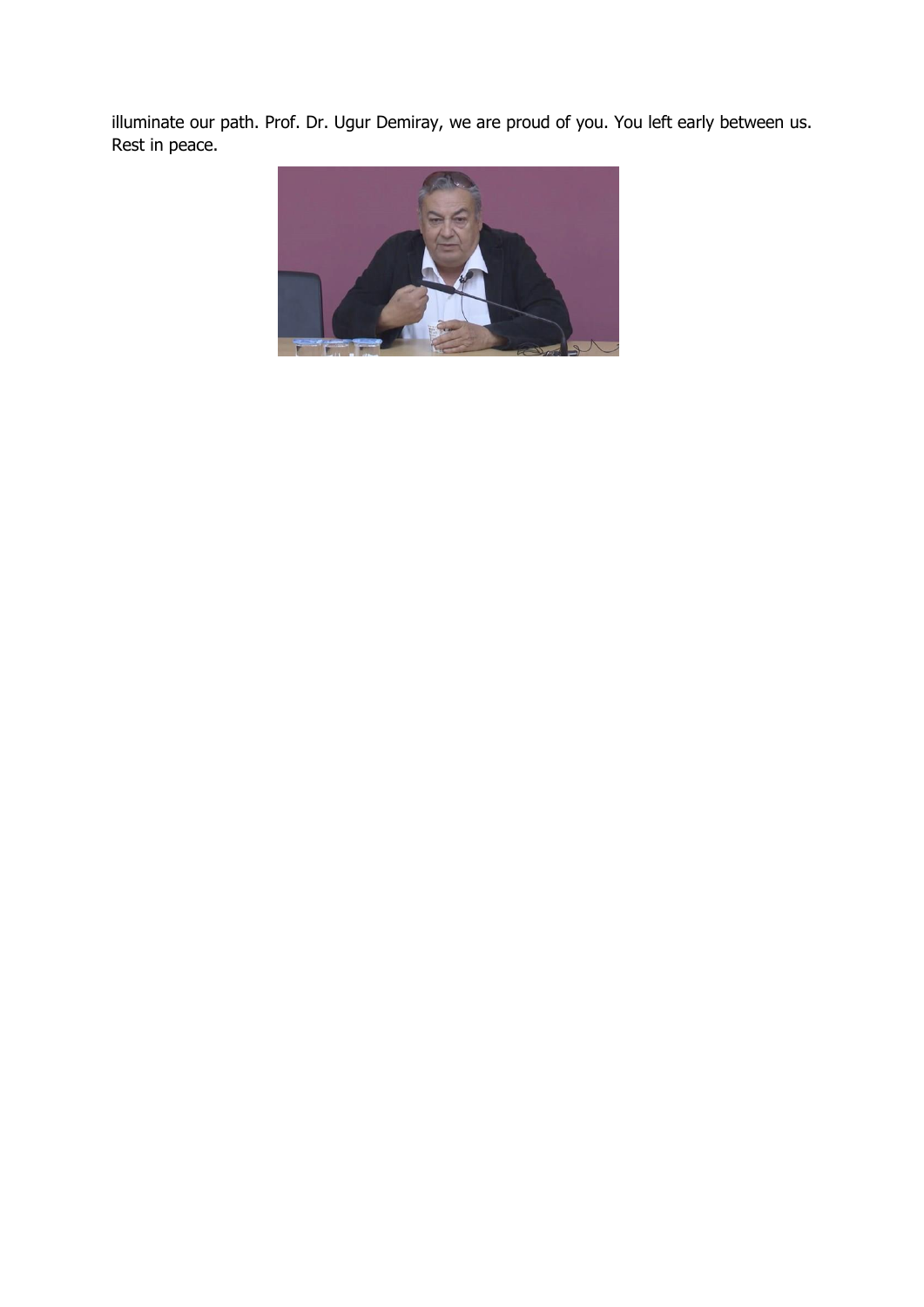illuminate our path. Prof. Dr. Ugur Demiray, we are proud of you. You left early between us. Rest in peace.